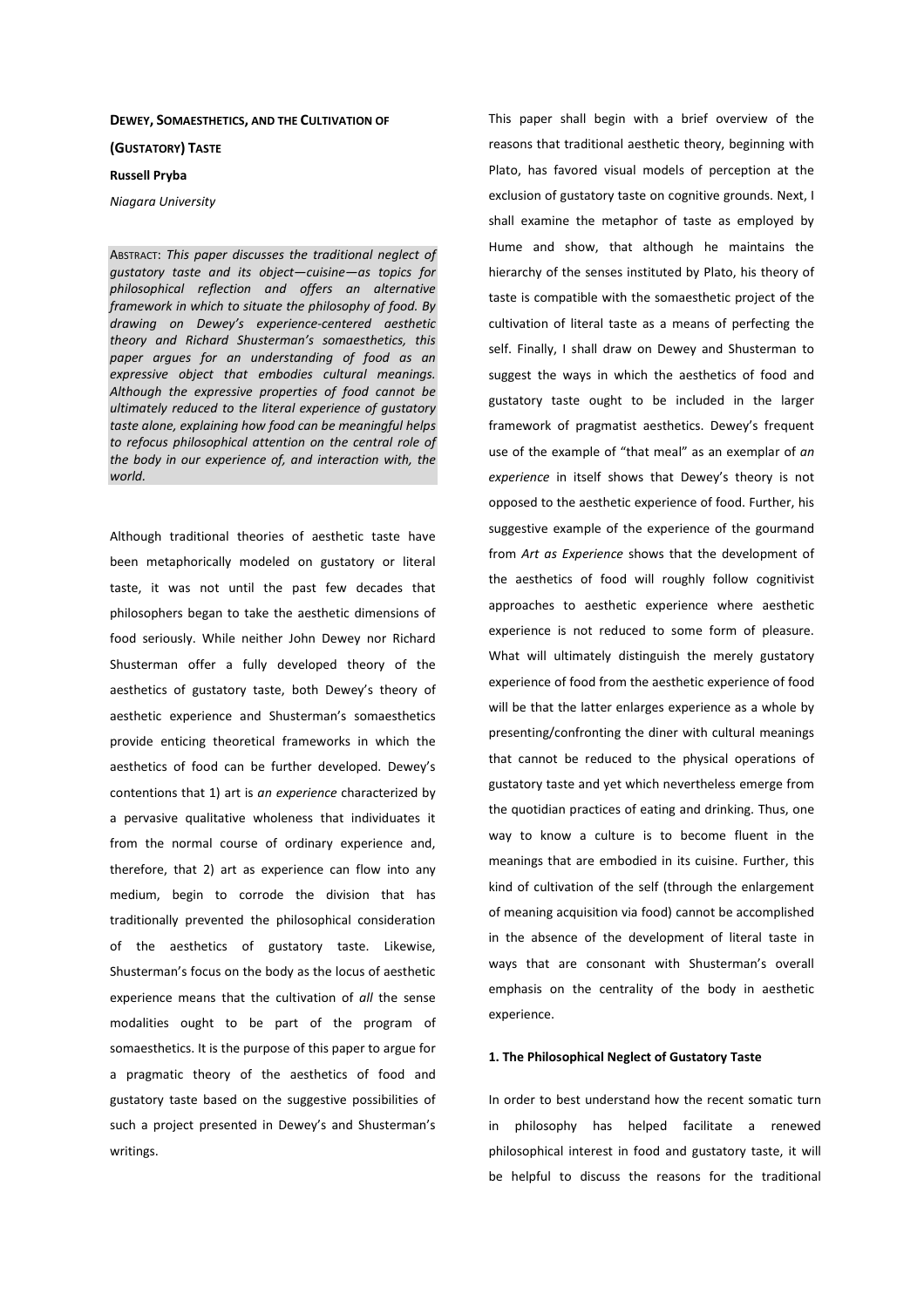**DEWEY, SOMAESTHETICS, AND THE CULTIVATION OF (GUSTATORY) TASTE**

**Russell Pryba**

*Niagara University*

ABSTRACT: *This paper discusses the traditional neglect of gustatory taste and its object—cuisine—as topics for philosophical reflection and offers an alternative framework in which to situate the philosophy of food. By drawing on Dewey's experience-centered aesthetic theory and Richard Shusterman's somaesthetics, this paper argues for an understanding of food as an expressive object that embodies cultural meanings. Although the expressive properties of food cannot be ultimately reduced to the literal experience of gustatory taste alone, explaining how food can be meaningful helps to refocus philosophical attention on the central role of the body in our experience of, and interaction with, the world.*

Although traditional theories of aesthetic taste have been metaphorically modeled on gustatory or literal taste, it was not until the past few decades that philosophers began to take the aesthetic dimensions of food seriously. While neither John Dewey nor Richard Shusterman offer a fully developed theory of the aesthetics of gustatory taste, both Dewey's theory of aesthetic experience and Shusterman's somaesthetics provide enticing theoretical frameworks in which the aesthetics of food can be further developed. Dewey's contentions that 1) art is *an experience* characterized by a pervasive qualitative wholeness that individuates it from the normal course of ordinary experience and, therefore, that 2) art as experience can flow into any medium, begin to corrode the division that has traditionally prevented the philosophical consideration of the aesthetics of gustatory taste. Likewise, Shusterman's focus on the body as the locus of aesthetic experience means that the cultivation of *all* the sense modalities ought to be part of the program of somaesthetics. It is the purpose of this paper to argue for a pragmatic theory of the aesthetics of food and gustatory taste based on the suggestive possibilities of such a project presented in Dewey's and Shusterman's writings.

This paper shall begin with a brief overview of the reasons that traditional aesthetic theory, beginning with Plato, has favored visual models of perception at the exclusion of gustatory taste on cognitive grounds. Next, I shall examine the metaphor of taste as employed by Hume and show, that although he maintains the hierarchy of the senses instituted by Plato, his theory of taste is compatible with the somaesthetic project of the cultivation of literal taste as a means of perfecting the self. Finally, I shall draw on Dewey and Shusterman to suggest the ways in which the aesthetics of food and gustatory taste ought to be included in the larger framework of pragmatist aesthetics. Dewey's frequent use of the example of "that meal" as an exemplar of *an experience* in itself shows that Dewey's theory is not opposed to the aesthetic experience of food. Further, his suggestive example of the experience of the gourmand from *Art as Experience* shows that the development of the aesthetics of food will roughly follow cognitivist approaches to aesthetic experience where aesthetic experience is not reduced to some form of pleasure. What will ultimately distinguish the merely gustatory experience of food from the aesthetic experience of food will be that the latter enlarges experience as a whole by presenting/confronting the diner with cultural meanings that cannot be reduced to the physical operations of gustatory taste and yet which nevertheless emerge from the quotidian practices of eating and drinking. Thus, one way to know a culture is to become fluent in the meanings that are embodied in its cuisine. Further, this kind of cultivation of the self (through the enlargement of meaning acquisition via food) cannot be accomplished in the absence of the development of literal taste in ways that are consonant with Shusterman's overall emphasis on the centrality of the body in aesthetic experience.

## 1. The Philosophical Neglect of Gustatory Taste

In order to best understand how the recent somatic turn in philosophy has helped facilitate a renewed philosophical interest in food and gustatory taste, it will be helpful to discuss the reasons for the traditional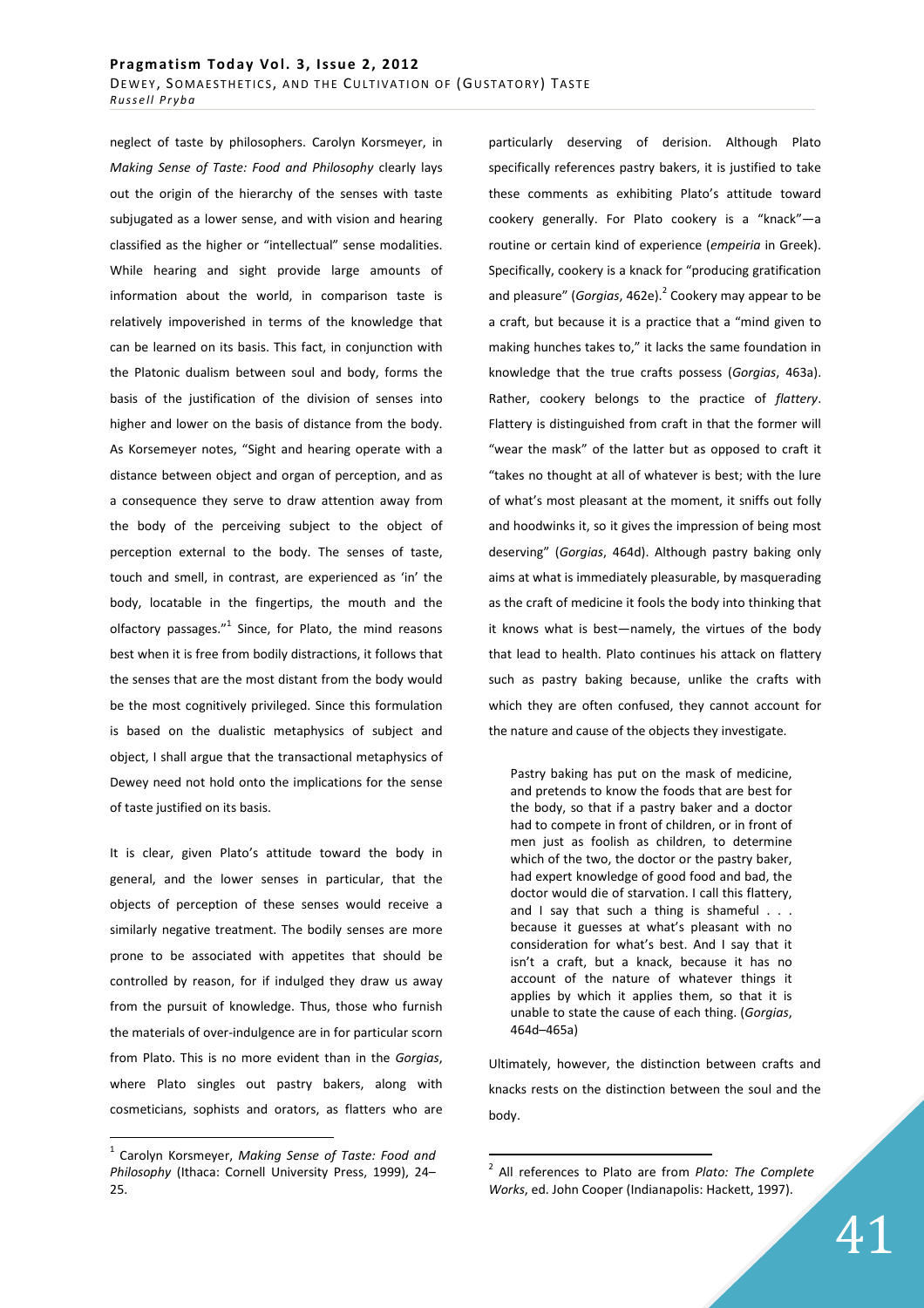neglect of taste by philosophers. Carolyn Korsmeyer, in *Making Sense of Taste: Food and Philosophy* clearly lays out the origin of the hierarchy of the senses with taste subjugated as a lower sense, and with vision and hearing classified as the higher or "intellectual" sense modalities. While hearing and sight provide large amounts of information about the world, in comparison taste is relatively impoverished in terms of the knowledge that can be learned on its basis. This fact, in conjunction with the Platonic dualism between soul and body, forms the basis of the justification of the division of senses into higher and lower on the basis of distance from the body. As Korsemeyer notes, "Sight and hearing operate with a distance between object and organ of perception, and as a consequence they serve to draw attention away from the body of the perceiving subject to the object of perception external to the body. The senses of taste, touch and smell, in contrast, are experienced as 'in' the body, locatable in the fingertips, the mouth and the olfactory passages."[1] Since, for Plato, the mind reasons best when it is free from bodily distractions, it follows that the senses that are the most distant from the body would be the most cognitively privileged. Since this formulation is based on the dualistic metaphysics of subject and object, I shall argue that the transactional metaphysics of Dewey need not hold onto the implications for the sense of taste justified on its basis.

It is clear, given Plato's attitude toward the body in general, and the lower senses in particular, that the objects of perception of these senses would receive a similarly negative treatment. The bodily senses are more prone to be associated with appetites that should be controlled by reason, for if indulged they draw us away from the pursuit of knowledge. Thus, those who furnish the materials of over-indulgence are in for particular scorn from Plato. This is no more evident than in the *Gorgias*, where Plato singles out pastry bakers, along with cosmeticians, sophists and orators, as flatters who are particularly deserving of derision. Although Plato specifically references pastry bakers, it is justified to take these comments as exhibiting Plato's attitude toward cookery generally. For Plato cookery is a "knack"—a routine or certain kind of experience (*empeiria* in Greek). Specifically, cookery is a knack for "producing gratification and pleasure" (*Gorgias*, 462e).[2] Cookery may appear to be a craft, but because it is a practice that a "mind given to making hunches takes to," it lacks the same foundation in knowledge that the true crafts possess (*Gorgias*, 463a). Rather, cookery belongs to the practice of *flattery*. Flattery is distinguished from craft in that the former will "wear the mask" of the latter but as opposed to craft it "takes no thought at all of whatever is best; with the lure of what's most pleasant at the moment, it sniffs out folly and hoodwinks it, so it gives the impression of being most deserving" (*Gorgias*, 464d). Although pastry baking only aims at what is immediately pleasurable, by masquerading as the craft of medicine it fools the body into thinking that it knows what is best—namely, the virtues of the body that lead to health. Plato continues his attack on flattery such as pastry baking because, unlike the crafts with which they are often confused, they cannot account for the nature and cause of the objects they investigate.

> Pastry baking has put on the mask of medicine, and pretends to know the foods that are best for the body, so that if a pastry baker and a doctor had to compete in front of children, or in front of men just as foolish as children, to determine which of the two, the doctor or the pastry baker, had expert knowledge of good food and bad, the doctor would die of starvation. I call this flattery, and I say that such a thing is shameful . . . because it guesses at what's pleasant with no consideration for what's best. And I say that it isn't a craft, but a knack, because it has no account of the nature of whatever things it applies by which it applies them, so that it is unable to state the cause of each thing. (*Gorgias*, 464d–465a)

Ultimately, however, the distinction between crafts and knacks rests on the distinction between the soul and the body.

---

[1] Carolyn Korsmeyer, *Making Sense of Taste: Food and Philosophy* (Ithaca: Cornell University Press, 1999), 24–25.

[2] All references to Plato are from *Plato: The Complete Works*, ed. John Cooper (Indianapolis: Hackett, 1997).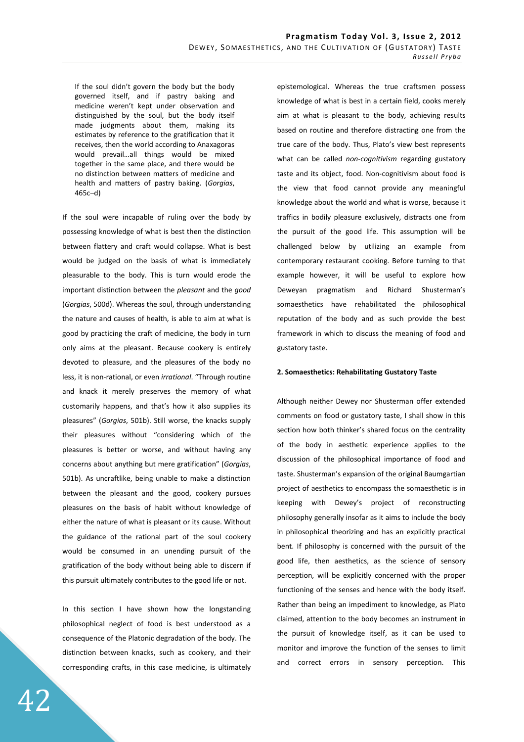> If the soul didn't govern the body but the body governed itself, and if pastry baking and medicine weren't kept under observation and distinguished by the soul, but the body itself made judgments about them, making its estimates by reference to the gratification that it receives, then the world according to Anaxagoras would prevail…all things would be mixed together in the same place, and there would be no distinction between matters of medicine and health and matters of pastry baking. (*Gorgias*, 465c–d)

If the soul were incapable of ruling over the body by possessing knowledge of what is best then the distinction between flattery and craft would collapse. What is best would be judged on the basis of what is immediately pleasurable to the body. This is turn would erode the important distinction between the *pleasant* and the *good* (*Gorgias*, 500d). Whereas the soul, through understanding the nature and causes of health, is able to aim at what is good by practicing the craft of medicine, the body in turn only aims at the pleasant. Because cookery is entirely devoted to pleasure, and the pleasures of the body no less, it is non-rational, or even *irrational*. "Through routine and knack it merely preserves the memory of what customarily happens, and that's how it also supplies its pleasures" (*Gorgias*, 501b). Still worse, the knacks supply their pleasures without "considering which of the pleasures is better or worse, and without having any concerns about anything but mere gratification" (*Gorgias*, 501b). As uncraftlike, being unable to make a distinction between the pleasant and the good, cookery pursues pleasures on the basis of habit without knowledge of either the nature of what is pleasant or its cause. Without the guidance of the rational part of the soul cookery would be consumed in an unending pursuit of the gratification of the body without being able to discern if this pursuit ultimately contributes to the good life or not.

In this section I have shown how the longstanding philosophical neglect of food is best understood as a consequence of the Platonic degradation of the body. The distinction between knacks, such as cookery, and their corresponding crafts, in this case medicine, is ultimately epistemological. Whereas the true craftsmen possess knowledge of what is best in a certain field, cooks merely aim at what is pleasant to the body, achieving results based on routine and therefore distracting one from the true care of the body. Thus, Plato's view best represents what can be called *non-cognitivism* regarding gustatory taste and its object, food. Non-cognitivism about food is the view that food cannot provide any meaningful knowledge about the world and what is worse, because it traffics in bodily pleasure exclusively, distracts one from the pursuit of the good life. This assumption will be challenged below by utilizing an example from contemporary restaurant cooking. Before turning to that example however, it will be useful to explore how Deweyan pragmatism and Richard Shusterman's somaesthetics have rehabilitated the philosophical reputation of the body and as such provide the best framework in which to discuss the meaning of food and gustatory taste.

## 2. Somaesthetics: Rehabilitating Gustatory Taste

Although neither Dewey nor Shusterman offer extended comments on food or gustatory taste, I shall show in this section how both thinker's shared focus on the centrality of the body in aesthetic experience applies to the discussion of the philosophical importance of food and taste. Shusterman's expansion of the original Baumgartian project of aesthetics to encompass the somaesthetic is in keeping with Dewey's project of reconstructing philosophy generally insofar as it aims to include the body in philosophical theorizing and has an explicitly practical bent. If philosophy is concerned with the pursuit of the good life, then aesthetics, as the science of sensory perception, will be explicitly concerned with the proper functioning of the senses and hence with the body itself. Rather than being an impediment to knowledge, as Plato claimed, attention to the body becomes an instrument in the pursuit of knowledge itself, as it can be used to monitor and improve the function of the senses to limit and correct errors in sensory perception. This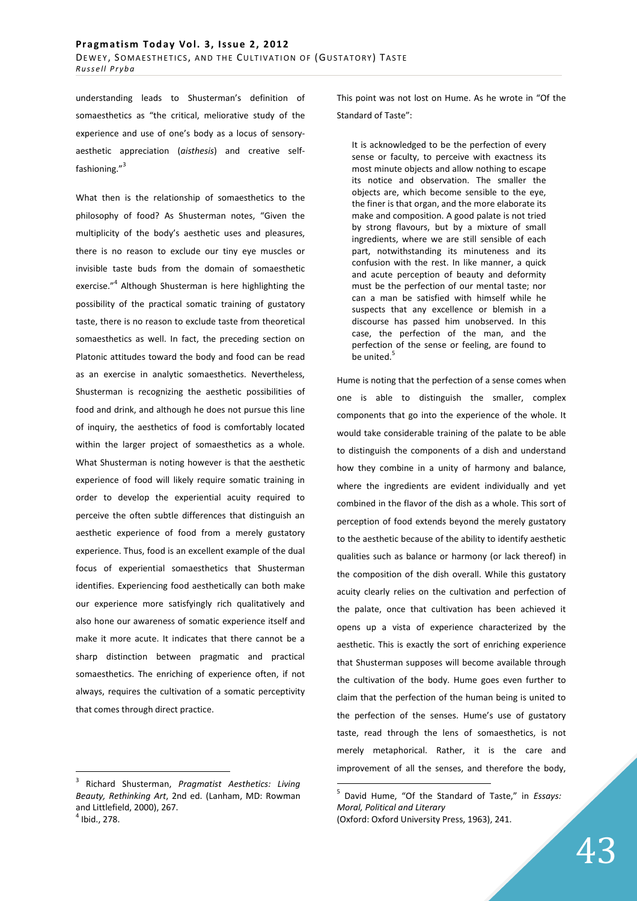understanding leads to Shusterman's definition of somaesthetics as "the critical, meliorative study of the experience and use of one's body as a locus of sensory-aesthetic appreciation (*aisthesis*) and creative self-fashioning."[3]

What then is the relationship of somaesthetics to the philosophy of food? As Shusterman notes, "Given the multiplicity of the body's aesthetic uses and pleasures, there is no reason to exclude our tiny eye muscles or invisible taste buds from the domain of somaesthetic exercise."[4] Although Shusterman is here highlighting the possibility of the practical somatic training of gustatory taste, there is no reason to exclude taste from theoretical somaesthetics as well. In fact, the preceding section on Platonic attitudes toward the body and food can be read as an exercise in analytic somaesthetics. Nevertheless, Shusterman is recognizing the aesthetic possibilities of food and drink, and although he does not pursue this line of inquiry, the aesthetics of food is comfortably located within the larger project of somaesthetics as a whole. What Shusterman is noting however is that the aesthetic experience of food will likely require somatic training in order to develop the experiential acuity required to perceive the often subtle differences that distinguish an aesthetic experience of food from a merely gustatory experience. Thus, food is an excellent example of the dual focus of experiential somaesthetics that Shusterman identifies. Experiencing food aesthetically can both make our experience more satisfyingly rich qualitatively and also hone our awareness of somatic experience itself and make it more acute. It indicates that there cannot be a sharp distinction between pragmatic and practical somaesthetics. The enriching of experience often, if not always, requires the cultivation of a somatic perceptivity that comes through direct practice.

This point was not lost on Hume. As he wrote in "Of the Standard of Taste":

> It is acknowledged to be the perfection of every sense or faculty, to perceive with exactness its most minute objects and allow nothing to escape its notice and observation. The smaller the objects are, which become sensible to the eye, the finer is that organ, and the more elaborate its make and composition. A good palate is not tried by strong flavours, but by a mixture of small ingredients, where we are still sensible of each part, notwithstanding its minuteness and its confusion with the rest. In like manner, a quick and acute perception of beauty and deformity must be the perfection of our mental taste; nor can a man be satisfied with himself while he suspects that any excellence or blemish in a discourse has passed him unobserved. In this case, the perfection of the man, and the perfection of the sense or feeling, are found to be united.[5]

Hume is noting that the perfection of a sense comes when one is able to distinguish the smaller, complex components that go into the experience of the whole. It would take considerable training of the palate to be able to distinguish the components of a dish and understand how they combine in a unity of harmony and balance, where the ingredients are evident individually and yet combined in the flavor of the dish as a whole. This sort of perception of food extends beyond the merely gustatory to the aesthetic because of the ability to identify aesthetic qualities such as balance or harmony (or lack thereof) in the composition of the dish overall. While this gustatory acuity clearly relies on the cultivation and perfection of the palate, once that cultivation has been achieved it opens up a vista of experience characterized by the aesthetic. This is exactly the sort of enriching experience that Shusterman supposes will become available through the cultivation of the body. Hume goes even further to claim that the perfection of the human being is united to the perfection of the senses. Hume's use of gustatory taste, read through the lens of somaesthetics, is not merely metaphorical. Rather, it is the care and improvement of all the senses, and therefore the body,

---

[3] Richard Shusterman, *Pragmatist Aesthetics: Living Beauty, Rethinking Art*, 2nd ed. (Lanham, MD: Rowman and Littlefield, 2000), 267.

[4] Ibid., 278.

[5] David Hume, "Of the Standard of Taste," in *Essays: Moral, Political and Literary* (Oxford: Oxford University Press, 1963), 241.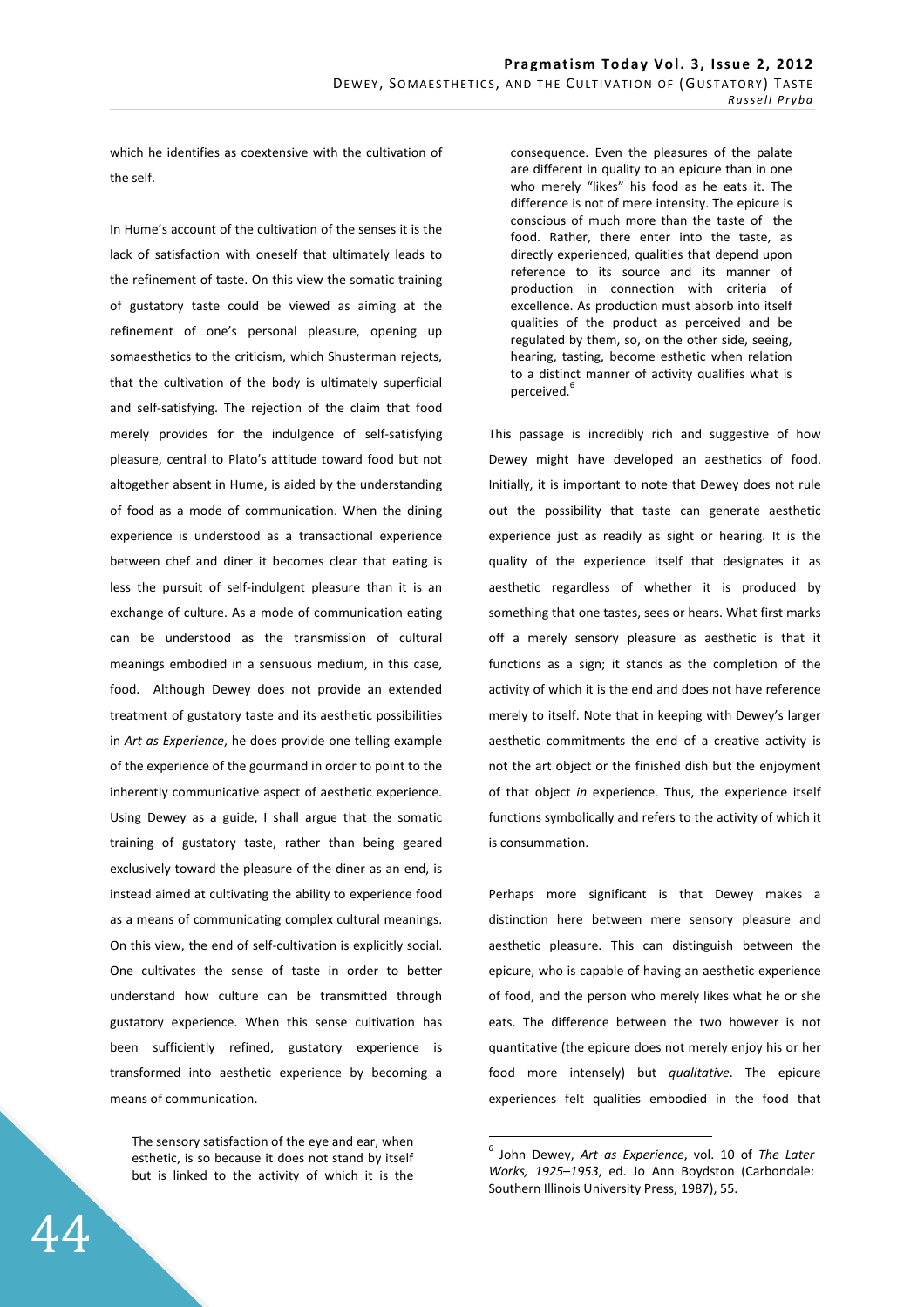which he identifies as coextensive with the cultivation of the self.

In Hume's account of the cultivation of the senses it is the lack of satisfaction with oneself that ultimately leads to the refinement of taste. On this view the somatic training of gustatory taste could be viewed as aiming at the refinement of one's personal pleasure, opening up somaesthetics to the criticism, which Shusterman rejects, that the cultivation of the body is ultimately superficial and self-satisfying. The rejection of the claim that food merely provides for the indulgence of self-satisfying pleasure, central to Plato's attitude toward food but not altogether absent in Hume, is aided by the understanding of food as a mode of communication. When the dining experience is understood as a transactional experience between chef and diner it becomes clear that eating is less the pursuit of self-indulgent pleasure than it is an exchange of culture. As a mode of communication eating can be understood as the transmission of cultural meanings embodied in a sensuous medium, in this case, food. Although Dewey does not provide an extended treatment of gustatory taste and its aesthetic possibilities in *Art as Experience*, he does provide one telling example of the experience of the gourmand in order to point to the inherently communicative aspect of aesthetic experience. Using Dewey as a guide, I shall argue that the somatic training of gustatory taste, rather than being geared exclusively toward the pleasure of the diner as an end, is instead aimed at cultivating the ability to experience food as a means of communicating complex cultural meanings. On this view, the end of self-cultivation is explicitly social. One cultivates the sense of taste in order to better understand how culture can be transmitted through gustatory experience. When this sense cultivation has been sufficiently refined, gustatory experience is transformed into aesthetic experience by becoming a means of communication.

> The sensory satisfaction of the eye and ear, when esthetic, is so because it does not stand by itself but is linked to the activity of which it is the consequence. Even the pleasures of the palate are different in quality to an epicure than in one who merely "likes" his food as he eats it. The difference is not of mere intensity. The epicure is conscious of much more than the taste of the food. Rather, there enter into the taste, as directly experienced, qualities that depend upon reference to its source and its manner of production in connection with criteria of excellence. As production must absorb into itself qualities of the product as perceived and be regulated by them, so, on the other side, seeing, hearing, tasting, become esthetic when relation to a distinct manner of activity qualifies what is perceived.[6]

This passage is incredibly rich and suggestive of how Dewey might have developed an aesthetics of food. Initially, it is important to note that Dewey does not rule out the possibility that taste can generate aesthetic experience just as readily as sight or hearing. It is the quality of the experience itself that designates it as aesthetic regardless of whether it is produced by something that one tastes, sees or hears. What first marks off a merely sensory pleasure as aesthetic is that it functions as a sign; it stands as the completion of the activity of which it is the end and does not have reference merely to itself. Note that in keeping with Dewey's larger aesthetic commitments the end of a creative activity is not the art object or the finished dish but the enjoyment of that object *in* experience. Thus, the experience itself functions symbolically and refers to the activity of which it is consummation.

Perhaps more significant is that Dewey makes a distinction here between mere sensory pleasure and aesthetic pleasure. This can distinguish between the epicure, who is capable of having an aesthetic experience of food, and the person who merely likes what he or she eats. The difference between the two however is not quantitative (the epicure does not merely enjoy his or her food more intensely) but *qualitative*. The epicure experiences felt qualities embodied in the food that

[6] John Dewey, *Art as Experience*, vol. 10 of *The Later Works, 1925–1953*, ed. Jo Ann Boydston (Carbondale: Southern Illinois University Press, 1987), 55.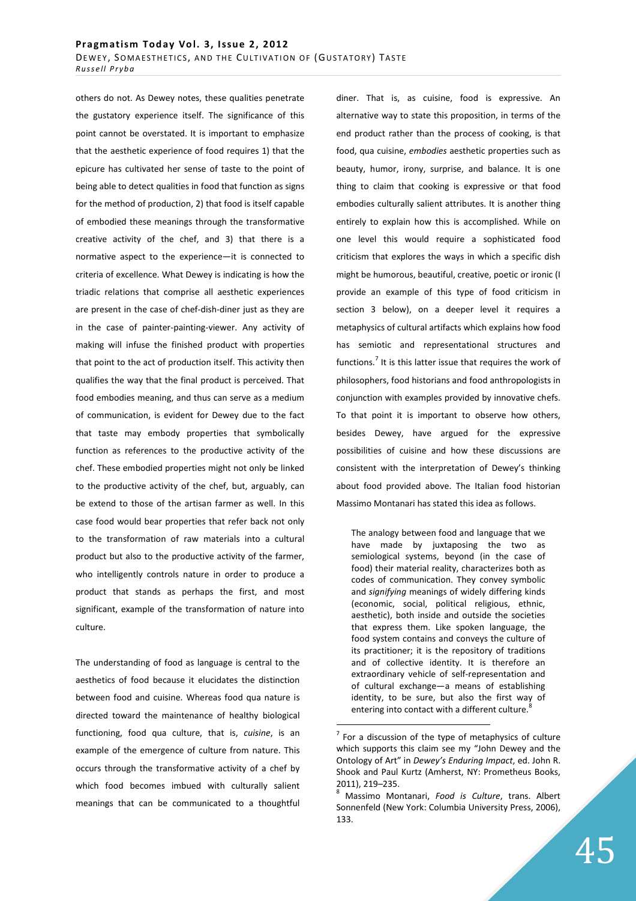others do not. As Dewey notes, these qualities penetrate the gustatory experience itself. The significance of this point cannot be overstated. It is important to emphasize that the aesthetic experience of food requires 1) that the epicure has cultivated her sense of taste to the point of being able to detect qualities in food that function as signs for the method of production, 2) that food is itself capable of embodied these meanings through the transformative creative activity of the chef, and 3) that there is a normative aspect to the experience—it is connected to criteria of excellence. What Dewey is indicating is how the triadic relations that comprise all aesthetic experiences are present in the case of chef-dish-diner just as they are in the case of painter-painting-viewer. Any activity of making will infuse the finished product with properties that point to the act of production itself. This activity then qualifies the way that the final product is perceived. That food embodies meaning, and thus can serve as a medium of communication, is evident for Dewey due to the fact that taste may embody properties that symbolically function as references to the productive activity of the chef. These embodied properties might not only be linked to the productive activity of the chef, but, arguably, can be extend to those of the artisan farmer as well. In this case food would bear properties that refer back not only to the transformation of raw materials into a cultural product but also to the productive activity of the farmer, who intelligently controls nature in order to produce a product that stands as perhaps the first, and most significant, example of the transformation of nature into culture.

The understanding of food as language is central to the aesthetics of food because it elucidates the distinction between food and cuisine. Whereas food qua nature is directed toward the maintenance of healthy biological functioning, food qua culture, that is, *cuisine*, is an example of the emergence of culture from nature. This occurs through the transformative activity of a chef by which food becomes imbued with culturally salient meanings that can be communicated to a thoughtful diner. That is, as cuisine, food is expressive. An alternative way to state this proposition, in terms of the end product rather than the process of cooking, is that food, qua cuisine, *embodies* aesthetic properties such as beauty, humor, irony, surprise, and balance. It is one thing to claim that cooking is expressive or that food embodies culturally salient attributes. It is another thing entirely to explain how this is accomplished. While on one level this would require a sophisticated food criticism that explores the ways in which a specific dish might be humorous, beautiful, creative, poetic or ironic (I provide an example of this type of food criticism in section 3 below), on a deeper level it requires a metaphysics of cultural artifacts which explains how food has semiotic and representational structures and functions.[7] It is this latter issue that requires the work of philosophers, food historians and food anthropologists in conjunction with examples provided by innovative chefs. To that point it is important to observe how others, besides Dewey, have argued for the expressive possibilities of cuisine and how these discussions are consistent with the interpretation of Dewey's thinking about food provided above. The Italian food historian Massimo Montanari has stated this idea as follows.

> The analogy between food and language that we have made by juxtaposing the two as semiological systems, beyond (in the case of food) their material reality, characterizes both as codes of communication. They convey symbolic and *signifying* meanings of widely differing kinds (economic, social, political religious, ethnic, aesthetic), both inside and outside the societies that express them. Like spoken language, the food system contains and conveys the culture of its practitioner; it is the repository of traditions and of collective identity. It is therefore an extraordinary vehicle of self-representation and of cultural exchange—a means of establishing identity, to be sure, but also the first way of entering into contact with a different culture.[8]

---

[7] For a discussion of the type of metaphysics of culture which supports this claim see my "John Dewey and the Ontology of Art" in *Dewey's Enduring Impact*, ed. John R. Shook and Paul Kurtz (Amherst, NY: Prometheus Books, 2011), 219–235.

[8] Massimo Montanari, *Food is Culture*, trans. Albert Sonnenfeld (New York: Columbia University Press, 2006), 133.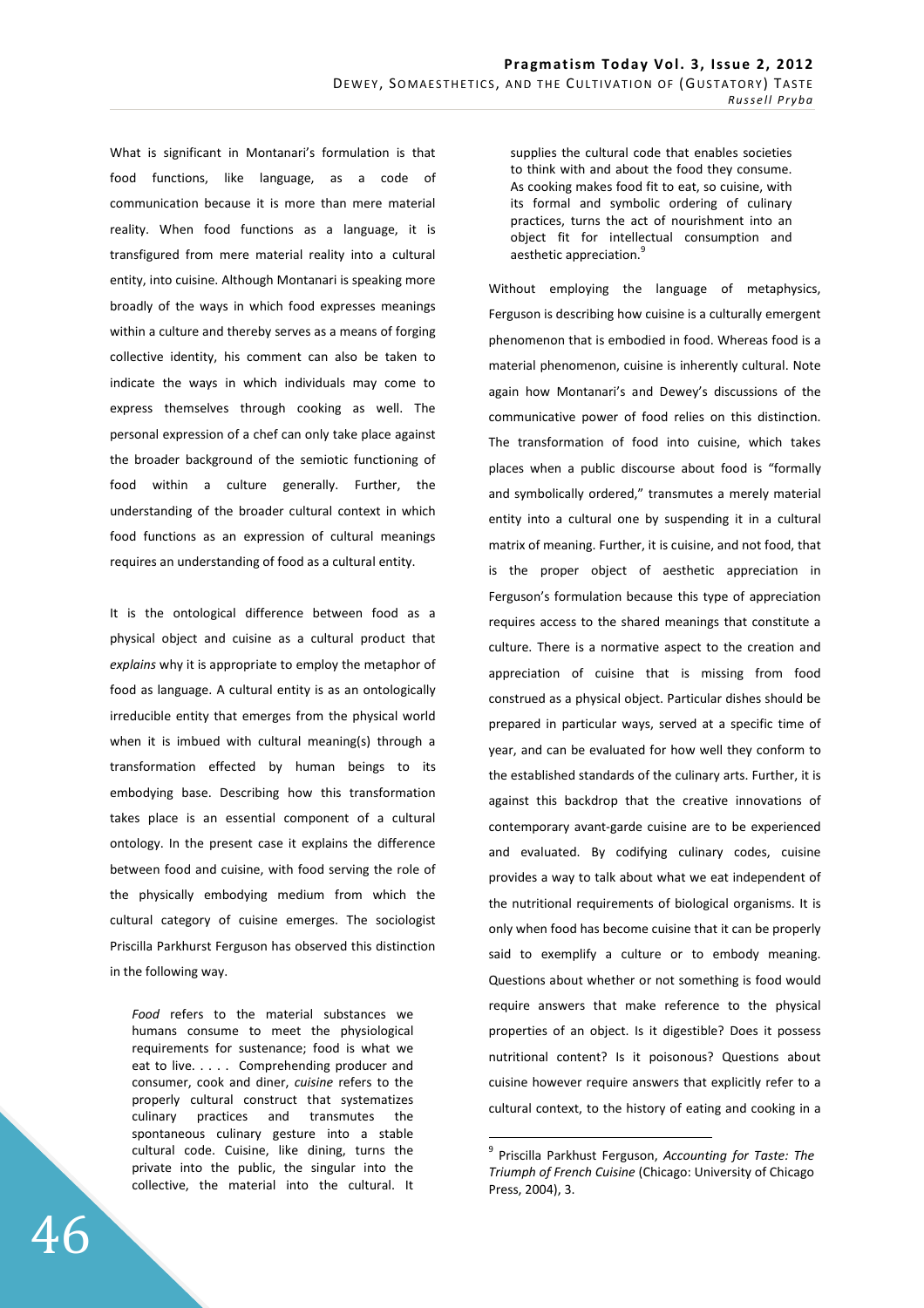What is significant in Montanari's formulation is that food functions, like language, as a code of communication because it is more than mere material reality. When food functions as a language, it is transfigured from mere material reality into a cultural entity, into cuisine. Although Montanari is speaking more broadly of the ways in which food expresses meanings within a culture and thereby serves as a means of forging collective identity, his comment can also be taken to indicate the ways in which individuals may come to express themselves through cooking as well. The personal expression of a chef can only take place against the broader background of the semiotic functioning of food within a culture generally. Further, the understanding of the broader cultural context in which food functions as an expression of cultural meanings requires an understanding of food as a cultural entity.

It is the ontological difference between food as a physical object and cuisine as a cultural product that *explains* why it is appropriate to employ the metaphor of food as language. A cultural entity is as an ontologically irreducible entity that emerges from the physical world when it is imbued with cultural meaning(s) through a transformation effected by human beings to its embodying base. Describing how this transformation takes place is an essential component of a cultural ontology. In the present case it explains the difference between food and cuisine, with food serving the role of the physically embodying medium from which the cultural category of cuisine emerges. The sociologist Priscilla Parkhurst Ferguson has observed this distinction in the following way.

> *Food* refers to the material substances we humans consume to meet the physiological requirements for sustenance; food is what we eat to live. . . . . Comprehending producer and consumer, cook and diner, *cuisine* refers to the properly cultural construct that systematizes culinary practices and transmutes the spontaneous culinary gesture into a stable cultural code. Cuisine, like dining, turns the private into the public, the singular into the collective, the material into the cultural. It supplies the cultural code that enables societies to think with and about the food they consume. As cooking makes food fit to eat, so cuisine, with its formal and symbolic ordering of culinary practices, turns the act of nourishment into an object fit for intellectual consumption and aesthetic appreciation.[9]

Without employing the language of metaphysics, Ferguson is describing how cuisine is a culturally emergent phenomenon that is embodied in food. Whereas food is a material phenomenon, cuisine is inherently cultural. Note again how Montanari's and Dewey's discussions of the communicative power of food relies on this distinction. The transformation of food into cuisine, which takes places when a public discourse about food is "formally and symbolically ordered," transmutes a merely material entity into a cultural one by suspending it in a cultural matrix of meaning. Further, it is cuisine, and not food, that is the proper object of aesthetic appreciation in Ferguson's formulation because this type of appreciation requires access to the shared meanings that constitute a culture. There is a normative aspect to the creation and appreciation of cuisine that is missing from food construed as a physical object. Particular dishes should be prepared in particular ways, served at a specific time of year, and can be evaluated for how well they conform to the established standards of the culinary arts. Further, it is against this backdrop that the creative innovations of contemporary avant-garde cuisine are to be experienced and evaluated. By codifying culinary codes, cuisine provides a way to talk about what we eat independent of the nutritional requirements of biological organisms. It is only when food has become cuisine that it can be properly said to exemplify a culture or to embody meaning. Questions about whether or not something is food would require answers that make reference to the physical properties of an object. Is it digestible? Does it possess nutritional content? Is it poisonous? Questions about cuisine however require answers that explicitly refer to a cultural context, to the history of eating and cooking in a

[9] Priscilla Parkhurst Ferguson, *Accounting for Taste: The Triumph of French Cuisine* (Chicago: University of Chicago Press, 2004), 3.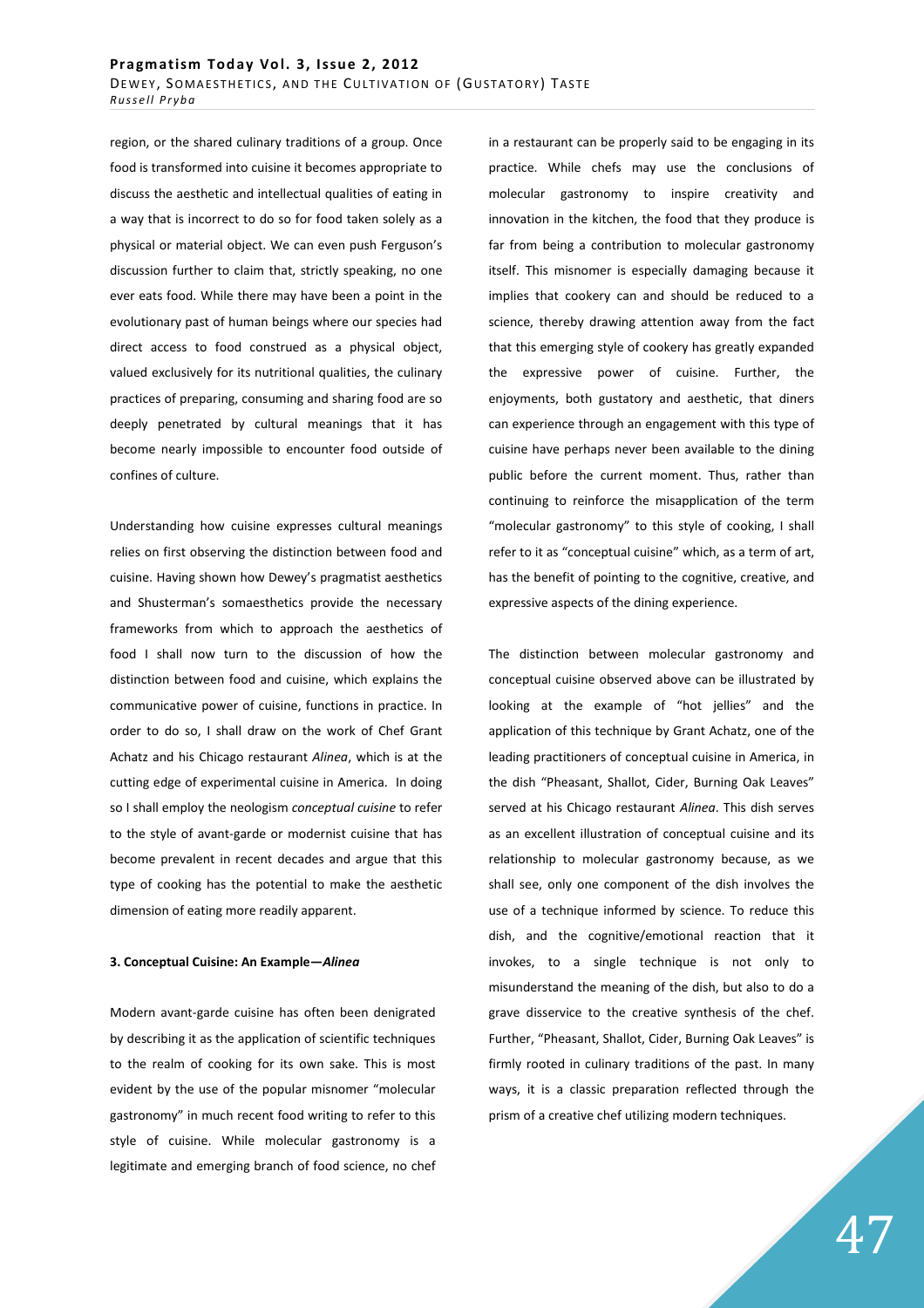region, or the shared culinary traditions of a group. Once food is transformed into cuisine it becomes appropriate to discuss the aesthetic and intellectual qualities of eating in a way that is incorrect to do so for food taken solely as a physical or material object. We can even push Ferguson's discussion further to claim that, strictly speaking, no one ever eats food. While there may have been a point in the evolutionary past of human beings where our species had direct access to food construed as a physical object, valued exclusively for its nutritional qualities, the culinary practices of preparing, consuming and sharing food are so deeply penetrated by cultural meanings that it has become nearly impossible to encounter food outside of confines of culture.

Understanding how cuisine expresses cultural meanings relies on first observing the distinction between food and cuisine. Having shown how Dewey's pragmatist aesthetics and Shusterman's somaesthetics provide the necessary frameworks from which to approach the aesthetics of food I shall now turn to the discussion of how the distinction between food and cuisine, which explains the communicative power of cuisine, functions in practice. In order to do so, I shall draw on the work of Chef Grant Achatz and his Chicago restaurant *Alinea*, which is at the cutting edge of experimental cuisine in America. In doing so I shall employ the neologism *conceptual cuisine* to refer to the style of avant-garde or modernist cuisine that has become prevalent in recent decades and argue that this type of cooking has the potential to make the aesthetic dimension of eating more readily apparent.

### 3. Conceptual Cuisine: An Example—*Alinea*

Modern avant-garde cuisine has often been denigrated by describing it as the application of scientific techniques to the realm of cooking for its own sake. This is most evident by the use of the popular misnomer "molecular gastronomy" in much recent food writing to refer to this style of cuisine. While molecular gastronomy is a legitimate and emerging branch of food science, no chef in a restaurant can be properly said to be engaging in its practice. While chefs may use the conclusions of molecular gastronomy to inspire creativity and innovation in the kitchen, the food that they produce is far from being a contribution to molecular gastronomy itself. This misnomer is especially damaging because it implies that cookery can and should be reduced to a science, thereby drawing attention away from the fact that this emerging style of cookery has greatly expanded the expressive power of cuisine. Further, the enjoyments, both gustatory and aesthetic, that diners can experience through an engagement with this type of cuisine have perhaps never been available to the dining public before the current moment. Thus, rather than continuing to reinforce the misapplication of the term "molecular gastronomy" to this style of cooking, I shall refer to it as "conceptual cuisine" which, as a term of art, has the benefit of pointing to the cognitive, creative, and expressive aspects of the dining experience.

The distinction between molecular gastronomy and conceptual cuisine observed above can be illustrated by looking at the example of "hot jellies" and the application of this technique by Grant Achatz, one of the leading practitioners of conceptual cuisine in America, in the dish "Pheasant, Shallot, Cider, Burning Oak Leaves" served at his Chicago restaurant *Alinea*. This dish serves as an excellent illustration of conceptual cuisine and its relationship to molecular gastronomy because, as we shall see, only one component of the dish involves the use of a technique informed by science. To reduce this dish, and the cognitive/emotional reaction that it invokes, to a single technique is not only to misunderstand the meaning of the dish, but also to do a grave disservice to the creative synthesis of the chef. Further, "Pheasant, Shallot, Cider, Burning Oak Leaves" is firmly rooted in culinary traditions of the past. In many ways, it is a classic preparation reflected through the prism of a creative chef utilizing modern techniques.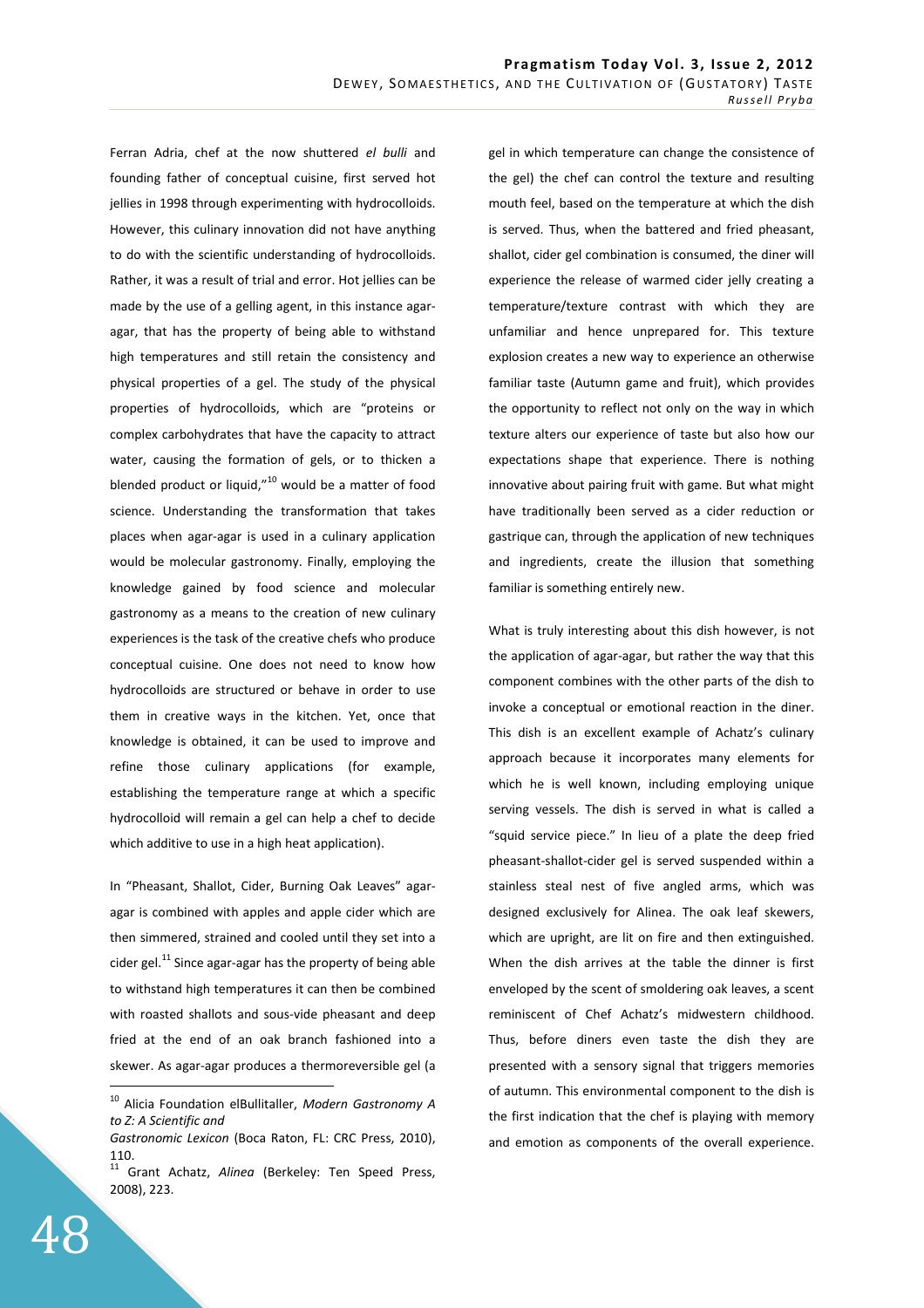Ferran Adria, chef at the now shuttered *el bulli* and founding father of conceptual cuisine, first served hot jellies in 1998 through experimenting with hydrocolloids. However, this culinary innovation did not have anything to do with the scientific understanding of hydrocolloids. Rather, it was a result of trial and error. Hot jellies can be made by the use of a gelling agent, in this instance agar-agar, that has the property of being able to withstand high temperatures and still retain the consistency and physical properties of a gel. The study of the physical properties of hydrocolloids, which are "proteins or complex carbohydrates that have the capacity to attract water, causing the formation of gels, or to thicken a blended product or liquid,"[10] would be a matter of food science. Understanding the transformation that takes places when agar-agar is used in a culinary application would be molecular gastronomy. Finally, employing the knowledge gained by food science and molecular gastronomy as a means to the creation of new culinary experiences is the task of the creative chefs who produce conceptual cuisine. One does not need to know how hydrocolloids are structured or behave in order to use them in creative ways in the kitchen. Yet, once that knowledge is obtained, it can be used to improve and refine those culinary applications (for example, establishing the temperature range at which a specific hydrocolloid will remain a gel can help a chef to decide which additive to use in a high heat application).

In "Pheasant, Shallot, Cider, Burning Oak Leaves" agar-agar is combined with apples and apple cider which are then simmered, strained and cooled until they set into a cider gel.[11] Since agar-agar has the property of being able to withstand high temperatures it can then be combined with roasted shallots and sous-vide pheasant and deep fried at the end of an oak branch fashioned into a skewer. As agar-agar produces a thermoreversible gel (a gel in which temperature can change the consistence of the gel) the chef can control the texture and resulting mouth feel, based on the temperature at which the dish is served. Thus, when the battered and fried pheasant, shallot, cider gel combination is consumed, the diner will experience the release of warmed cider jelly creating a temperature/texture contrast with which they are unfamiliar and hence unprepared for. This texture explosion creates a new way to experience an otherwise familiar taste (Autumn game and fruit), which provides the opportunity to reflect not only on the way in which texture alters our experience of taste but also how our expectations shape that experience. There is nothing innovative about pairing fruit with game. But what might have traditionally been served as a cider reduction or gastrique can, through the application of new techniques and ingredients, create the illusion that something familiar is something entirely new.

What is truly interesting about this dish however, is not the application of agar-agar, but rather the way that this component combines with the other parts of the dish to invoke a conceptual or emotional reaction in the diner. This dish is an excellent example of Achatz's culinary approach because it incorporates many elements for which he is well known, including employing unique serving vessels. The dish is served in what is called a "squid service piece." In lieu of a plate the deep fried pheasant-shallot-cider gel is served suspended within a stainless steal nest of five angled arms, which was designed exclusively for Alinea. The oak leaf skewers, which are upright, are lit on fire and then extinguished. When the dish arrives at the table the dinner is first enveloped by the scent of smoldering oak leaves, a scent reminiscent of Chef Achatz's midwestern childhood. Thus, before diners even taste the dish they are presented with a sensory signal that triggers memories of autumn. This environmental component to the dish is the first indication that the chef is playing with memory and emotion as components of the overall experience.

---

[10] Alicia Foundation elBullitaller, *Modern Gastronomy A to Z: A Scientific and Gastronomic Lexicon* (Boca Raton, FL: CRC Press, 2010), 110.

[11] Grant Achatz, *Alinea* (Berkeley: Ten Speed Press, 2008), 223.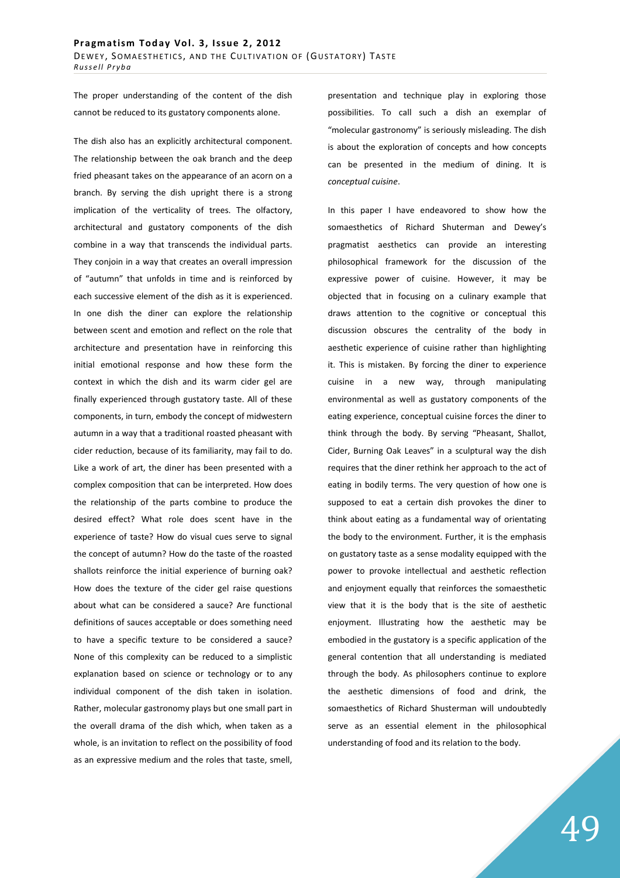The proper understanding of the content of the dish cannot be reduced to its gustatory components alone.

The dish also has an explicitly architectural component. The relationship between the oak branch and the deep fried pheasant takes on the appearance of an acorn on a branch. By serving the dish upright there is a strong implication of the verticality of trees. The olfactory, architectural and gustatory components of the dish combine in a way that transcends the individual parts. They conjoin in a way that creates an overall impression of "autumn" that unfolds in time and is reinforced by each successive element of the dish as it is experienced. In one dish the diner can explore the relationship between scent and emotion and reflect on the role that architecture and presentation have in reinforcing this initial emotional response and how these form the context in which the dish and its warm cider gel are finally experienced through gustatory taste. All of these components, in turn, embody the concept of midwestern autumn in a way that a traditional roasted pheasant with cider reduction, because of its familiarity, may fail to do. Like a work of art, the diner has been presented with a complex composition that can be interpreted. How does the relationship of the parts combine to produce the desired effect? What role does scent have in the experience of taste? How do visual cues serve to signal the concept of autumn? How do the taste of the roasted shallots reinforce the initial experience of burning oak? How does the texture of the cider gel raise questions about what can be considered a sauce? Are functional definitions of sauces acceptable or does something need to have a specific texture to be considered a sauce? None of this complexity can be reduced to a simplistic explanation based on science or technology or to any individual component of the dish taken in isolation. Rather, molecular gastronomy plays but one small part in the overall drama of the dish which, when taken as a whole, is an invitation to reflect on the possibility of food as an expressive medium and the roles that taste, smell, presentation and technique play in exploring those possibilities. To call such a dish an exemplar of "molecular gastronomy" is seriously misleading. The dish is about the exploration of concepts and how concepts can be presented in the medium of dining. It is *conceptual cuisine*.

In this paper I have endeavored to show how the somaesthetics of Richard Shuterman and Dewey's pragmatist aesthetics can provide an interesting philosophical framework for the discussion of the expressive power of cuisine. However, it may be objected that in focusing on a culinary example that draws attention to the cognitive or conceptual this discussion obscures the centrality of the body in aesthetic experience of cuisine rather than highlighting it. This is mistaken. By forcing the diner to experience cuisine in a new way, through manipulating environmental as well as gustatory components of the eating experience, conceptual cuisine forces the diner to think through the body. By serving "Pheasant, Shallot, Cider, Burning Oak Leaves" in a sculptural way the dish requires that the diner rethink her approach to the act of eating in bodily terms. The very question of how one is supposed to eat a certain dish provokes the diner to think about eating as a fundamental way of orientating the body to the environment. Further, it is the emphasis on gustatory taste as a sense modality equipped with the power to provoke intellectual and aesthetic reflection and enjoyment equally that reinforces the somaesthetic view that it is the body that is the site of aesthetic enjoyment. Illustrating how the aesthetic may be embodied in the gustatory is a specific application of the general contention that all understanding is mediated through the body. As philosophers continue to explore the aesthetic dimensions of food and drink, the somaesthetics of Richard Shusterman will undoubtedly serve as an essential element in the philosophical understanding of food and its relation to the body.